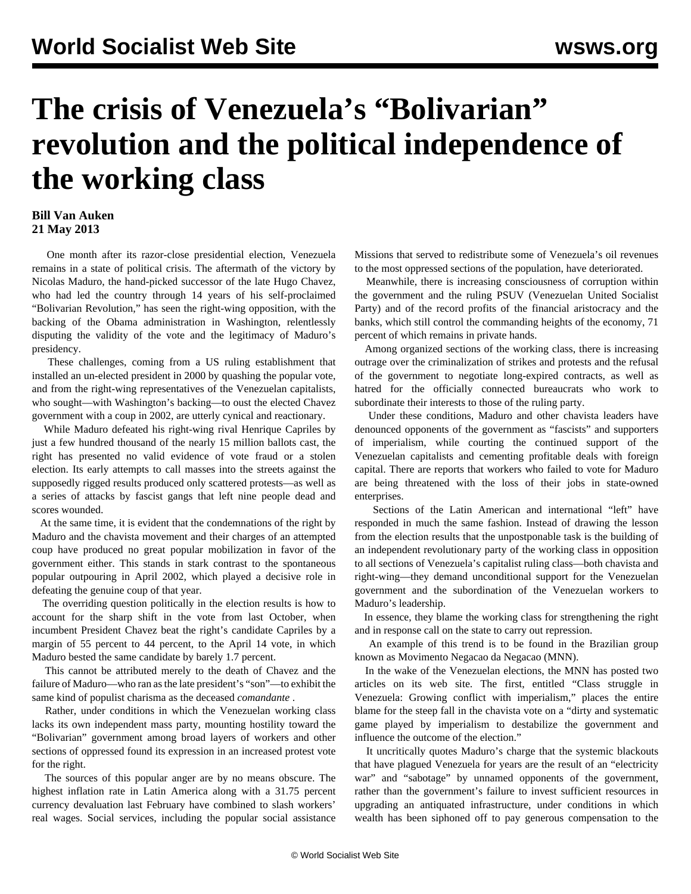# The crisis of Venezuela's "Bolivarian" revolution and the political independence of the working class

**Bill Van Auken**
**21 May 2013**

One month after its razor-close presidential election, Venezuela remains in a state of political crisis. The aftermath of the victory by Nicolas Maduro, the hand-picked successor of the late Hugo Chavez, who had led the country through 14 years of his self-proclaimed "Bolivarian Revolution," has seen the right-wing opposition, with the backing of the Obama administration in Washington, relentlessly disputing the validity of the vote and the legitimacy of Maduro's presidency.

These challenges, coming from a US ruling establishment that installed an un-elected president in 2000 by quashing the popular vote, and from the right-wing representatives of the Venezuelan capitalists, who sought—with Washington's backing—to oust the elected Chavez government with a coup in 2002, are utterly cynical and reactionary.

While Maduro defeated his right-wing rival Henrique Capriles by just a few hundred thousand of the nearly 15 million ballots cast, the right has presented no valid evidence of vote fraud or a stolen election. Its early attempts to call masses into the streets against the supposedly rigged results produced only scattered protests—as well as a series of attacks by fascist gangs that left nine people dead and scores wounded.

At the same time, it is evident that the condemnations of the right by Maduro and the chavista movement and their charges of an attempted coup have produced no great popular mobilization in favor of the government either. This stands in stark contrast to the spontaneous popular outpouring in April 2002, which played a decisive role in defeating the genuine coup of that year.

The overriding question politically in the election results is how to account for the sharp shift in the vote from last October, when incumbent President Chavez beat the right's candidate Capriles by a margin of 55 percent to 44 percent, to the April 14 vote, in which Maduro bested the same candidate by barely 1.7 percent.

This cannot be attributed merely to the death of Chavez and the failure of Maduro—who ran as the late president's "son"—to exhibit the same kind of populist charisma as the deceased *comandante* .

Rather, under conditions in which the Venezuelan working class lacks its own independent mass party, mounting hostility toward the "Bolivarian" government among broad layers of workers and other sections of oppressed found its expression in an increased protest vote for the right.

The sources of this popular anger are by no means obscure. The highest inflation rate in Latin America along with a 31.75 percent currency devaluation last February have combined to slash workers' real wages. Social services, including the popular social assistance Missions that served to redistribute some of Venezuela's oil revenues to the most oppressed sections of the population, have deteriorated.

Meanwhile, there is increasing consciousness of corruption within the government and the ruling PSUV (Venezuelan United Socialist Party) and of the record profits of the financial aristocracy and the banks, which still control the commanding heights of the economy, 71 percent of which remains in private hands.

Among organized sections of the working class, there is increasing outrage over the criminalization of strikes and protests and the refusal of the government to negotiate long-expired contracts, as well as hatred for the officially connected bureaucrats who work to subordinate their interests to those of the ruling party.

Under these conditions, Maduro and other chavista leaders have denounced opponents of the government as "fascists" and supporters of imperialism, while courting the continued support of the Venezuelan capitalists and cementing profitable deals with foreign capital. There are reports that workers who failed to vote for Maduro are being threatened with the loss of their jobs in state-owned enterprises.

Sections of the Latin American and international "left" have responded in much the same fashion. Instead of drawing the lesson from the election results that the unpostponable task is the building of an independent revolutionary party of the working class in opposition to all sections of Venezuela's capitalist ruling class—both chavista and right-wing—they demand unconditional support for the Venezuelan government and the subordination of the Venezuelan workers to Maduro's leadership.

In essence, they blame the working class for strengthening the right and in response call on the state to carry out repression.

An example of this trend is to be found in the Brazilian group known as Movimento Negacao da Negacao (MNN).

In the wake of the Venezuelan elections, the MNN has posted two articles on its web site. The first, entitled "Class struggle in Venezuela: Growing conflict with imperialism," places the entire blame for the steep fall in the chavista vote on a "dirty and systematic game played by imperialism to destabilize the government and influence the outcome of the election."

It uncritically quotes Maduro's charge that the systemic blackouts that have plagued Venezuela for years are the result of an "electricity war" and "sabotage" by unnamed opponents of the government, rather than the government's failure to invest sufficient resources in upgrading an antiquated infrastructure, under conditions in which wealth has been siphoned off to pay generous compensation to the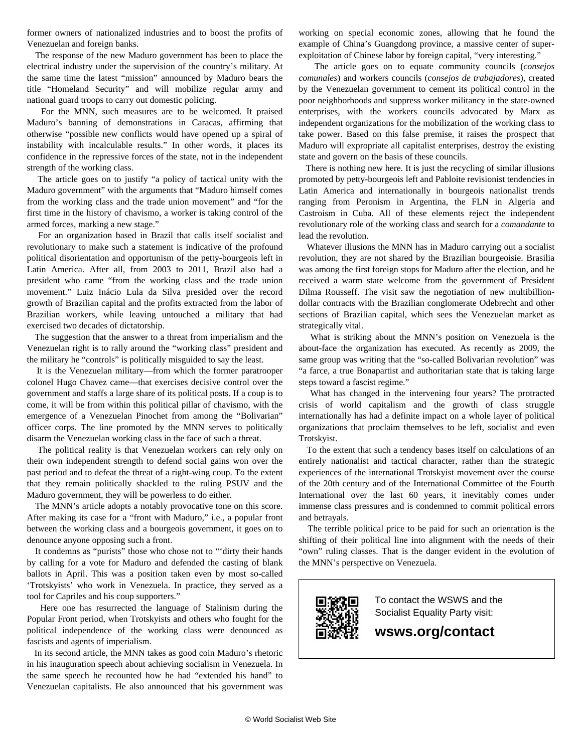former owners of nationalized industries and to boost the profits of Venezuelan and foreign banks.

The response of the new Maduro government has been to place the electrical industry under the supervision of the country's military. At the same time the latest "mission" announced by Maduro bears the title "Homeland Security" and will mobilize regular army and national guard troops to carry out domestic policing.

For the MNN, such measures are to be welcomed. It praised Maduro's banning of demonstrations in Caracas, affirming that otherwise "possible new conflicts would have opened up a spiral of instability with incalculable results." In other words, it places its confidence in the repressive forces of the state, not in the independent strength of the working class.

The article goes on to justify "a policy of tactical unity with the Maduro government" with the arguments that "Maduro himself comes from the working class and the trade union movement" and "for the first time in the history of chavismo, a worker is taking control of the armed forces, marking a new stage."

For an organization based in Brazil that calls itself socialist and revolutionary to make such a statement is indicative of the profound political disorientation and opportunism of the petty-bourgeois left in Latin America. After all, from 2003 to 2011, Brazil also had a president who came "from the working class and the trade union movement." Luiz Inácio Lula da Silva presided over the record growth of Brazilian capital and the profits extracted from the labor of Brazilian workers, while leaving untouched a military that had exercised two decades of dictatorship.

The suggestion that the answer to a threat from imperialism and the Venezuelan right is to rally around the "working class" president and the military he "controls" is politically misguided to say the least.

It is the Venezuelan military—from which the former paratrooper colonel Hugo Chavez came—that exercises decisive control over the government and staffs a large share of its political posts. If a coup is to come, it will be from within this political pillar of chavismo, with the emergence of a Venezuelan Pinochet from among the "Bolivarian" officer corps. The line promoted by the MNN serves to politically disarm the Venezuelan working class in the face of such a threat.

The political reality is that Venezuelan workers can rely only on their own independent strength to defend social gains won over the past period and to defeat the threat of a right-wing coup. To the extent that they remain politically shackled to the ruling PSUV and the Maduro government, they will be powerless to do either.

The MNN's article adopts a notably provocative tone on this score. After making its case for a "front with Maduro," i.e., a popular front between the working class and a bourgeois government, it goes on to denounce anyone opposing such a front.

It condemns as "purists" those who chose not to "'dirty their hands by calling for a vote for Maduro and defended the casting of blank ballots in April. This was a position taken even by most so-called 'Trotskyists' who work in Venezuela. In practice, they served as a tool for Capriles and his coup supporters."

Here one has resurrected the language of Stalinism during the Popular Front period, when Trotskyists and others who fought for the political independence of the working class were denounced as fascists and agents of imperialism.

In its second article, the MNN takes as good coin Maduro's rhetoric in his inauguration speech about achieving socialism in Venezuela. In the same speech he recounted how he had "extended his hand" to Venezuelan capitalists. He also announced that his government was working on special economic zones, allowing that he found the example of China's Guangdong province, a massive center of super-exploitation of Chinese labor by foreign capital, "very interesting."

The article goes on to equate community councils (*consejos comunales*) and workers councils (*consejos de trabajadores*), created by the Venezuelan government to cement its political control in the poor neighborhoods and suppress worker militancy in the state-owned enterprises, with the workers councils advocated by Marx as independent organizations for the mobilization of the working class to take power. Based on this false premise, it raises the prospect that Maduro will expropriate all capitalist enterprises, destroy the existing state and govern on the basis of these councils.

There is nothing new here. It is just the recycling of similar illusions promoted by petty-bourgeois left and Pabloite revisionist tendencies in Latin America and internationally in bourgeois nationalist trends ranging from Peronism in Argentina, the FLN in Algeria and Castroism in Cuba. All of these elements reject the independent revolutionary role of the working class and search for a *comandante* to lead the revolution.

Whatever illusions the MNN has in Maduro carrying out a socialist revolution, they are not shared by the Brazilian bourgeoisie. Brasilia was among the first foreign stops for Maduro after the election, and he received a warm state welcome from the government of President Dilma Rousseff. The visit saw the negotiation of new multibillion-dollar contracts with the Brazilian conglomerate Odebrecht and other sections of Brazilian capital, which sees the Venezuelan market as strategically vital.

What is striking about the MNN's position on Venezuela is the about-face the organization has executed. As recently as 2009, the same group was writing that the "so-called Bolivarian revolution" was "a farce, a true Bonapartist and authoritarian state that is taking large steps toward a fascist regime."

What has changed in the intervening four years? The protracted crisis of world capitalism and the growth of class struggle internationally has had a definite impact on a whole layer of political organizations that proclaim themselves to be left, socialist and even Trotskyist.

To the extent that such a tendency bases itself on calculations of an entirely nationalist and tactical character, rather than the strategic experiences of the international Trotskyist movement over the course of the 20th century and of the International Committee of the Fourth International over the last 60 years, it inevitably comes under immense class pressures and is condemned to commit political errors and betrayals.

The terrible political price to be paid for such an orientation is the shifting of their political line into alignment with the needs of their "own" ruling classes. That is the danger evident in the evolution of the MNN's perspective on Venezuela.

To contact the WSWS and the Socialist Equality Party visit:

**wsws.org/contact**